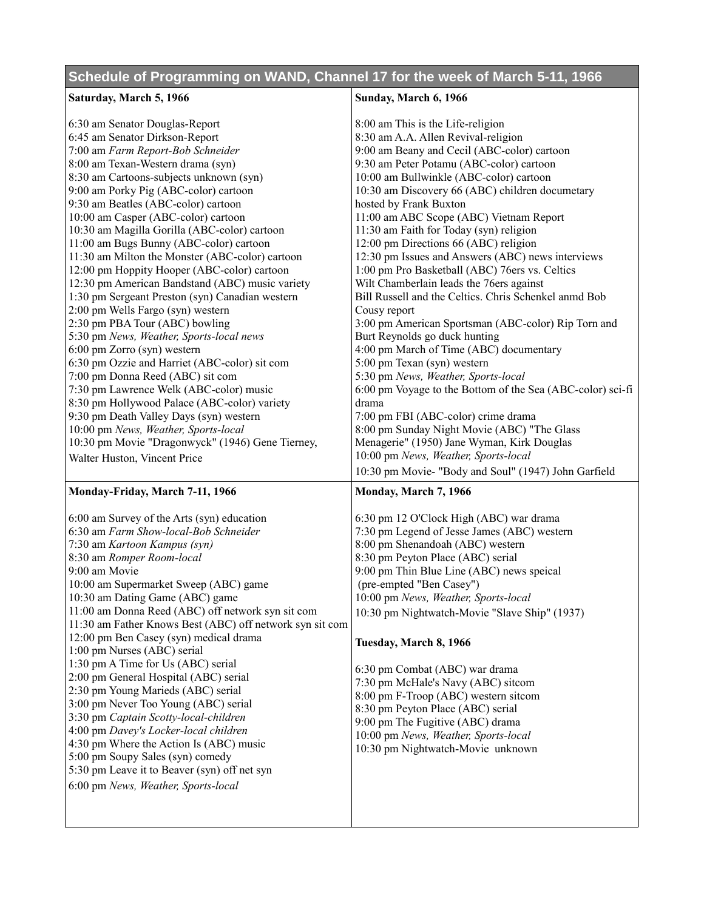# Schedule of Programming on WAND, Channel 17 for the week of March 5-11, 1966

## Saturday, March 5, 1966

6:30 am Senator Douglas-Report
6:45 am Senator Dirkson-Report
7:00 am *Farm Report-Bob Schneider*
8:00 am Texan-Western drama (syn)
8:30 am Cartoons-subjects unknown (syn)
9:00 am Porky Pig (ABC-color) cartoon
9:30 am Beatles (ABC-color) cartoon
10:00 am Casper (ABC-color) cartoon
10:30 am Magilla Gorilla (ABC-color) cartoon
11:00 am Bugs Bunny (ABC-color) cartoon
11:30 am Milton the Monster (ABC-color) cartoon
12:00 pm Hoppity Hooper (ABC-color) cartoon
12:30 pm American Bandstand (ABC) music variety
1:30 pm Sergeant Preston (syn) Canadian western
2:00 pm Wells Fargo (syn) western
2:30 pm PBA Tour (ABC) bowling
5:30 pm *News, Weather, Sports-local news*
6:00 pm Zorro (syn) western
6:30 pm Ozzie and Harriet (ABC-color) sit com
7:00 pm Donna Reed (ABC) sit com
7:30 pm Lawrence Welk (ABC-color) music
8:30 pm Hollywood Palace (ABC-color) variety
9:30 pm Death Valley Days (syn) western
10:00 pm *News, Weather, Sports-local*
10:30 pm Movie "Dragonwyck" (1946) Gene Tierney, Walter Huston, Vincent Price

## Sunday, March 6, 1966

8:00 am This is the Life-religion
8:30 am A.A. Allen Revival-religion
9:00 am Beany and Cecil (ABC-color) cartoon
9:30 am Peter Potamu (ABC-color) cartoon
10:00 am Bullwinkle (ABC-color) cartoon
10:30 am Discovery 66 (ABC) children documetary hosted by Frank Buxton
11:00 am ABC Scope (ABC) Vietnam Report
11:30 am Faith for Today (syn) religion
12:00 pm Directions 66 (ABC) religion
12:30 pm Issues and Answers (ABC) news interviews
1:00 pm Pro Basketball (ABC) 76ers vs. Celtics Wilt Chamberlain leads the 76ers against Bill Russell and the Celtics. Chris Schenkel anmd Bob Cousy report
3:00 pm American Sportsman (ABC-color) Rip Torn and Burt Reynolds go duck hunting
4:00 pm March of Time (ABC) documentary
5:00 pm Texan (syn) western
5:30 pm *News, Weather, Sports-local*
6:00 pm Voyage to the Bottom of the Sea (ABC-color) sci-fi drama
7:00 pm FBI (ABC-color) crime drama
8:00 pm Sunday Night Movie (ABC) "The Glass Menagerie" (1950) Jane Wyman, Kirk Douglas
10:00 pm *News, Weather, Sports-local*
10:30 pm Movie- "Body and Soul" (1947) John Garfield

## Monday-Friday, March 7-11, 1966

6:00 am Survey of the Arts (syn) education
6:30 am *Farm Show-local-Bob Schneider*
7:30 am *Kartoon Kampus (syn)*
8:30 am *Romper Room-local*
9:00 am Movie
10:00 am Supermarket Sweep (ABC) game
10:30 am Dating Game (ABC) game
11:00 am Donna Reed (ABC) off network syn sit com
11:30 am Father Knows Best (ABC) off network syn sit com
12:00 pm Ben Casey (syn) medical drama
1:00 pm Nurses (ABC) serial
1:30 pm A Time for Us (ABC) serial
2:00 pm General Hospital (ABC) serial
2:30 pm Young Marieds (ABC) serial
3:00 pm Never Too Young (ABC) serial
3:30 pm *Captain Scotty-local-children*
4:00 pm *Davey's Locker-local children*
4:30 pm Where the Action Is (ABC) music
5:00 pm Soupy Sales (syn) comedy
5:30 pm Leave it to Beaver (syn) off net syn
6:00 pm *News, Weather, Sports-local*

## Monday, March 7, 1966

6:30 pm 12 O'Clock High (ABC) war drama
7:30 pm Legend of Jesse James (ABC) western
8:00 pm Shenandoah (ABC) western
8:30 pm Peyton Place (ABC) serial
9:00 pm Thin Blue Line (ABC) news speical (pre-empted "Ben Casey")
10:00 pm *News, Weather, Sports-local*
10:30 pm Nightwatch-Movie "Slave Ship" (1937)

## Tuesday, March 8, 1966

6:30 pm Combat (ABC) war drama
7:30 pm McHale's Navy (ABC) sitcom
8:00 pm F-Troop (ABC) western sitcom
8:30 pm Peyton Place (ABC) serial
9:00 pm The Fugitive (ABC) drama
10:00 pm *News, Weather, Sports-local*
10:30 pm Nightwatch-Movie unknown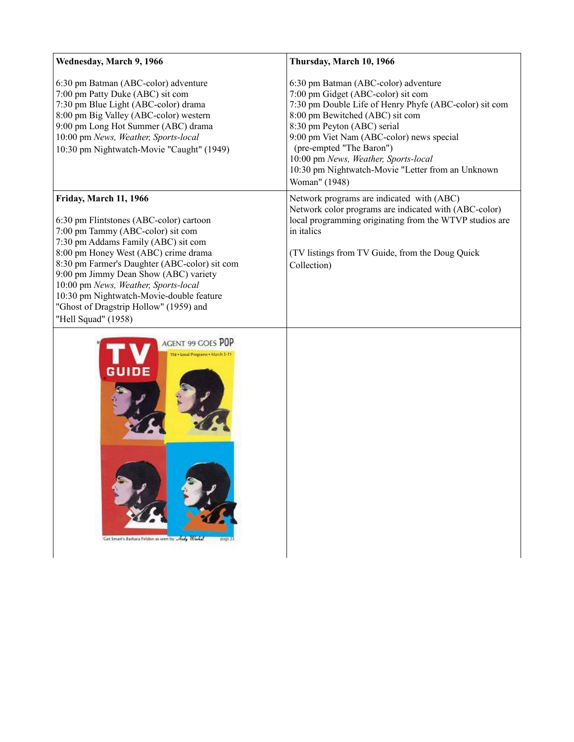**Wednesday, March 9, 1966**

6:30 pm Batman (ABC-color) adventure
7:00 pm Patty Duke (ABC) sit com
7:30 pm Blue Light (ABC-color) drama
8:00 pm Big Valley (ABC-color) western
9:00 pm Long Hot Summer (ABC) drama
10:00 pm *News, Weather, Sports-local*
10:30 pm Nightwatch-Movie "Caught" (1949)

**Thursday, March 10, 1966**

6:30 pm Batman (ABC-color) adventure
7:00 pm Gidget (ABC-color) sit com
7:30 pm Double Life of Henry Phyfe (ABC-color) sit com
8:00 pm Bewitched (ABC) sit com
8:30 pm Peyton (ABC) serial
9:00 pm Viet Nam (ABC-color) news special
(pre-empted "The Baron")
10:00 pm *News, Weather, Sports-local*
10:30 pm Nightwatch-Movie "Letter from an Unknown Woman" (1948)

**Friday, March 11, 1966**

6:30 pm Flintstones (ABC-color) cartoon
7:00 pm Tammy (ABC-color) sit com
7:30 pm Addams Family (ABC) sit com
8:00 pm Honey West (ABC) crime drama
8:30 pm Farmer's Daughter (ABC-color) sit com
9:00 pm Jimmy Dean Show (ABC) variety
10:00 pm *News, Weather, Sports-local*
10:30 pm Nightwatch-Movie-double feature
"Ghost of Dragstrip Hollow" (1959) and
"Hell Squad" (1958)

Network programs are indicated with (ABC)
Network color programs are indicated with (ABC-color)
local programming originating from the WTVP studios are in italics

(TV listings from TV Guide, from the Doug Quick Collection)

TV GUIDE
AGENT 99 GOES POP
15¢ • Local Programs • March 5-11
'Get Smart's Barbara Feldon as seen by Andy Warhol page 23